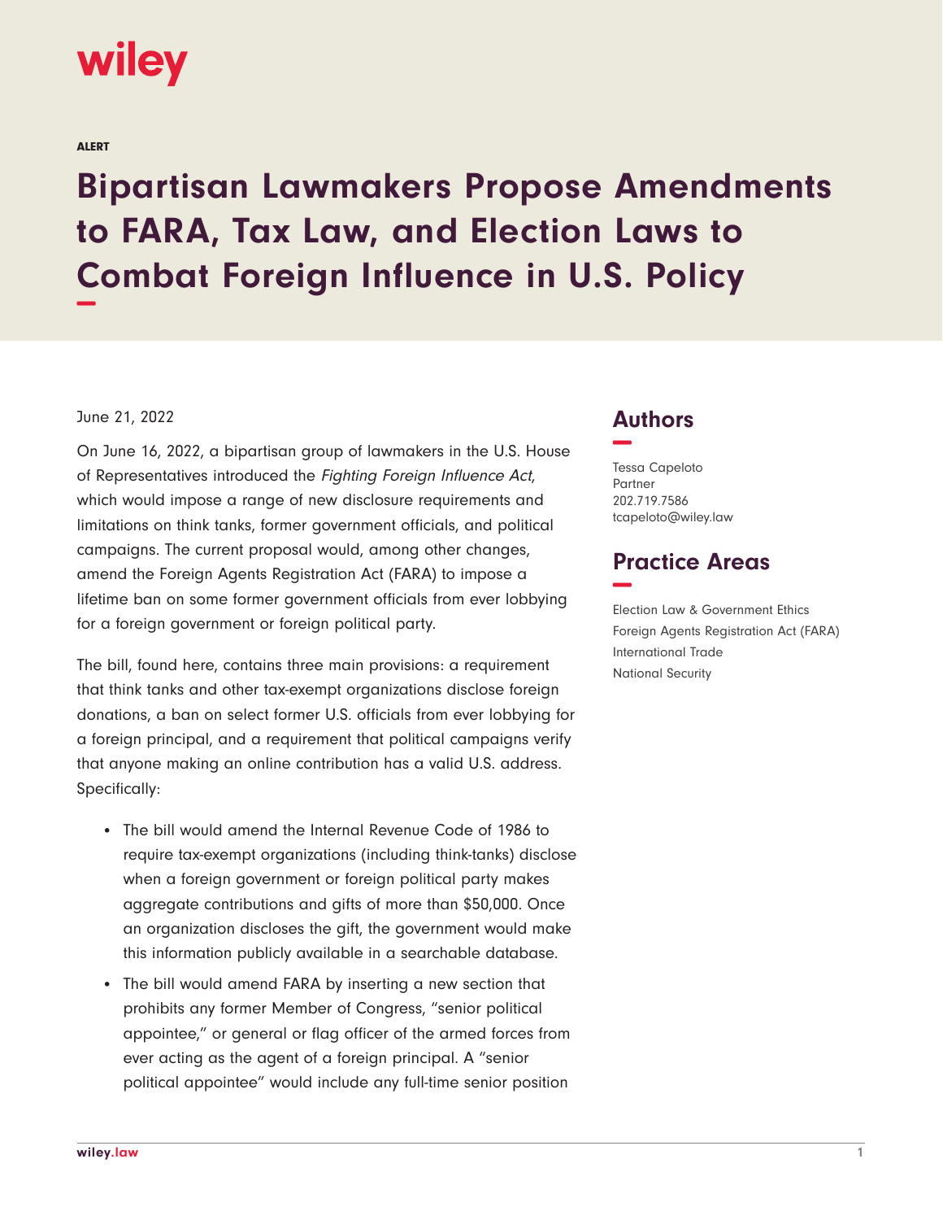ALERT

# Bipartisan Lawmakers Propose Amendments to FARA, Tax Law, and Election Laws to Combat Foreign Influence in U.S. Policy

June 21, 2022

On June 16, 2022, a bipartisan group of lawmakers in the U.S. House of Representatives introduced the *Fighting Foreign Influence Act*, which would impose a range of new disclosure requirements and limitations on think tanks, former government officials, and political campaigns. The current proposal would, among other changes, amend the Foreign Agents Registration Act (FARA) to impose a lifetime ban on some former government officials from ever lobbying for a foreign government or foreign political party.

The bill, found here, contains three main provisions: a requirement that think tanks and other tax-exempt organizations disclose foreign donations, a ban on select former U.S. officials from ever lobbying for a foreign principal, and a requirement that political campaigns verify that anyone making an online contribution has a valid U.S. address. Specifically:

- The bill would amend the Internal Revenue Code of 1986 to require tax-exempt organizations (including think-tanks) disclose when a foreign government or foreign political party makes aggregate contributions and gifts of more than $50,000. Once an organization discloses the gift, the government would make this information publicly available in a searchable database.
- The bill would amend FARA by inserting a new section that prohibits any former Member of Congress, "senior political appointee," or general or flag officer of the armed forces from ever acting as the agent of a foreign principal. A "senior political appointee" would include any full-time senior position

## Authors

Tessa Capeloto
Partner
202.719.7586
tcapeloto@wiley.law

## Practice Areas

Election Law & Government Ethics
Foreign Agents Registration Act (FARA)
International Trade
National Security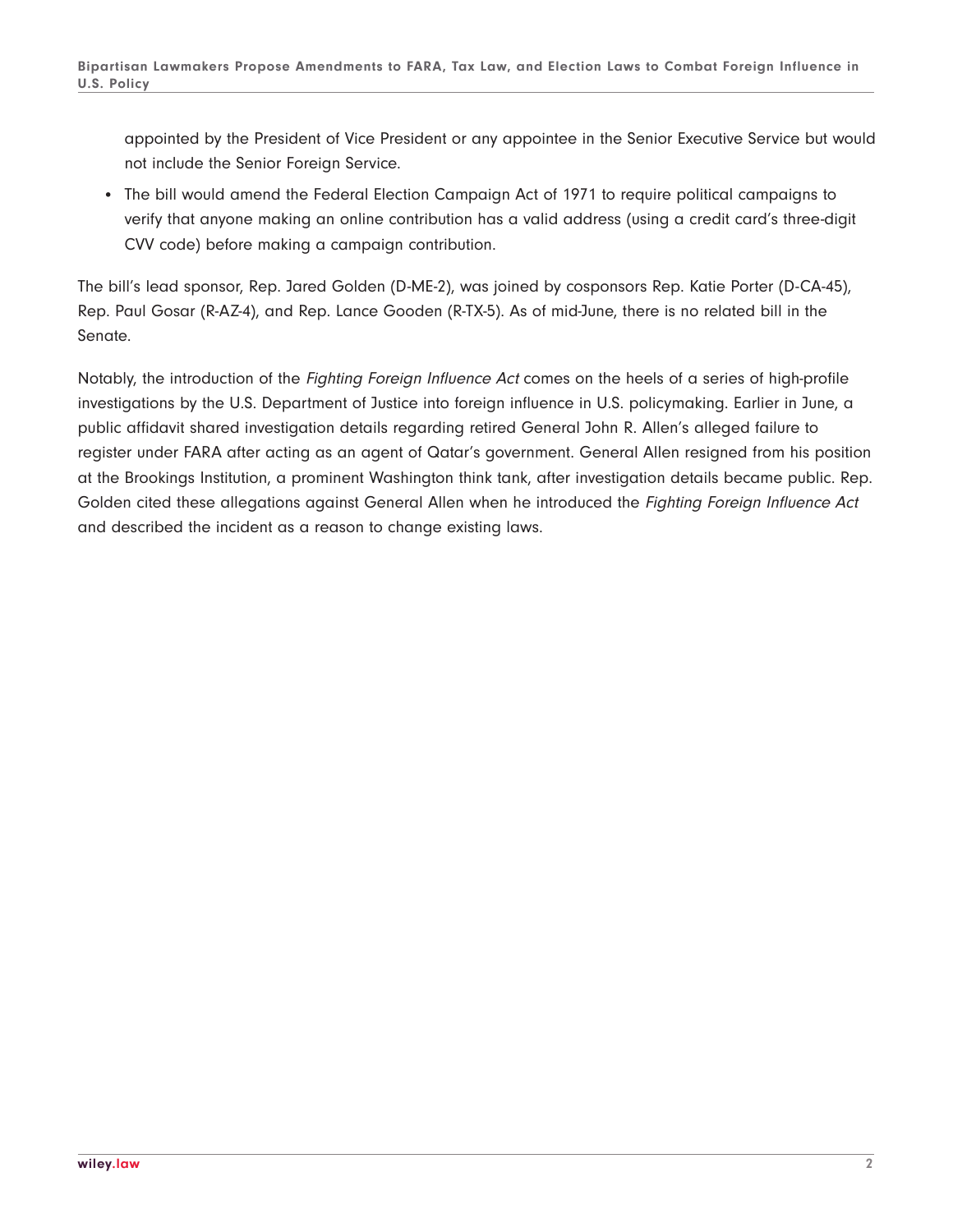appointed by the President of Vice President or any appointee in the Senior Executive Service but would not include the Senior Foreign Service.

- The bill would amend the Federal Election Campaign Act of 1971 to require political campaigns to verify that anyone making an online contribution has a valid address (using a credit card's three-digit CVV code) before making a campaign contribution.

The bill's lead sponsor, Rep. Jared Golden (D-ME-2), was joined by cosponsors Rep. Katie Porter (D-CA-45), Rep. Paul Gosar (R-AZ-4), and Rep. Lance Gooden (R-TX-5). As of mid-June, there is no related bill in the Senate.

Notably, the introduction of the *Fighting Foreign Influence Act* comes on the heels of a series of high-profile investigations by the U.S. Department of Justice into foreign influence in U.S. policymaking. Earlier in June, a public affidavit shared investigation details regarding retired General John R. Allen's alleged failure to register under FARA after acting as an agent of Qatar's government. General Allen resigned from his position at the Brookings Institution, a prominent Washington think tank, after investigation details became public. Rep. Golden cited these allegations against General Allen when he introduced the *Fighting Foreign Influence Act* and described the incident as a reason to change existing laws.